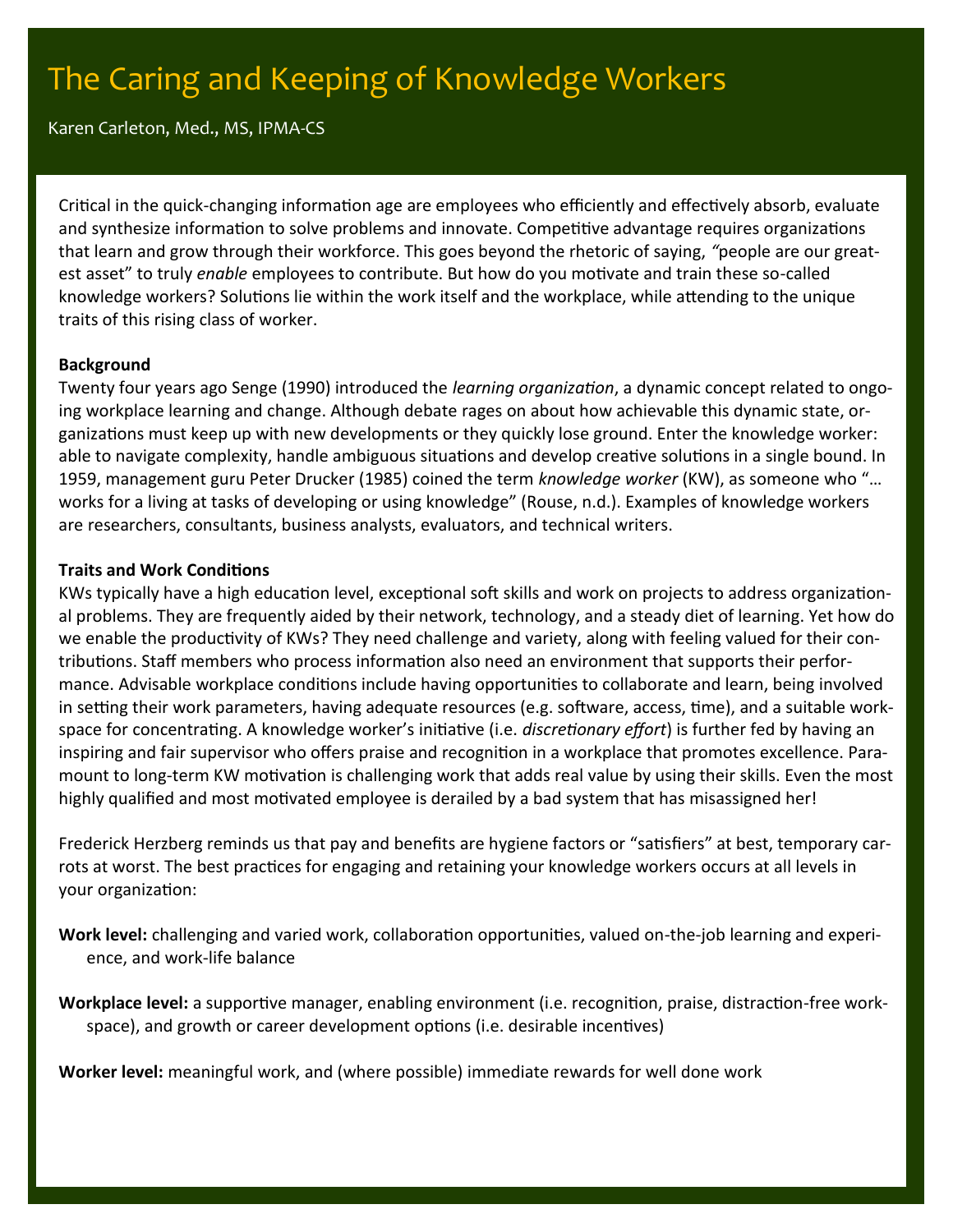# The Caring and Keeping of Knowledge Workers

Karen Carleton, Med., MS, IPMA-CS

Critical in the quick-changing information age are employees who efficiently and effectively absorb, evaluate and synthesize information to solve problems and innovate. Competitive advantage requires organizations that learn and grow through their workforce. This goes beyond the rhetoric of saying, "people are our greatest asset" to truly *enable* employees to contribute. But how do you motivate and train these so-called knowledge workers? Solutions lie within the work itself and the workplace, while attending to the unique traits of this rising class of worker.

**Background**

Twenty four years ago Senge (1990) introduced the *learning organization*, a dynamic concept related to ongoing workplace learning and change. Although debate rages on about how achievable this dynamic state, organizations must keep up with new developments or they quickly lose ground. Enter the knowledge worker: able to navigate complexity, handle ambiguous situations and develop creative solutions in a single bound. In 1959, management guru Peter Drucker (1985) coined the term *knowledge worker* (KW), as someone who "… works for a living at tasks of developing or using knowledge" (Rouse, n.d.). Examples of knowledge workers are researchers, consultants, business analysts, evaluators, and technical writers.

**Traits and Work Conditions**

KWs typically have a high education level, exceptional soft skills and work on projects to address organizational problems. They are frequently aided by their network, technology, and a steady diet of learning. Yet how do we enable the productivity of KWs? They need challenge and variety, along with feeling valued for their contributions. Staff members who process information also need an environment that supports their performance. Advisable workplace conditions include having opportunities to collaborate and learn, being involved in setting their work parameters, having adequate resources (e.g. software, access, time), and a suitable workspace for concentrating. A knowledge worker's initiative (i.e. *discretionary effort*) is further fed by having an inspiring and fair supervisor who offers praise and recognition in a workplace that promotes excellence. Paramount to long-term KW motivation is challenging work that adds real value by using their skills. Even the most highly qualified and most motivated employee is derailed by a bad system that has misassigned her!

Frederick Herzberg reminds us that pay and benefits are hygiene factors or "satisfiers" at best, temporary carrots at worst. The best practices for engaging and retaining your knowledge workers occurs at all levels in your organization:

**Work level:** challenging and varied work, collaboration opportunities, valued on-the-job learning and experience, and work-life balance

**Workplace level:** a supportive manager, enabling environment (i.e. recognition, praise, distraction-free workspace), and growth or career development options (i.e. desirable incentives)

**Worker level:** meaningful work, and (where possible) immediate rewards for well done work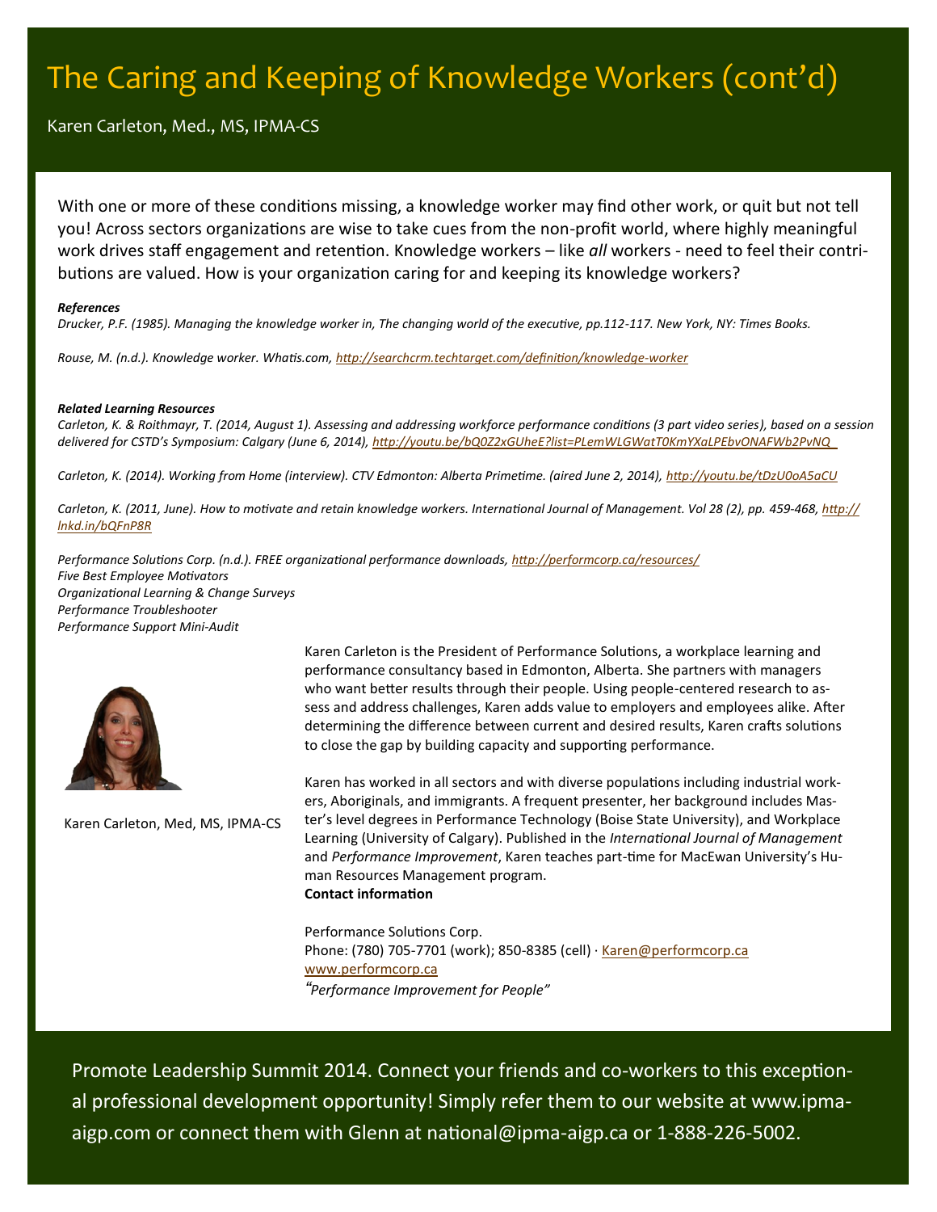# The Caring and Keeping of Knowledge Workers (cont'd)

Karen Carleton, Med., MS, IPMA-CS

With one or more of these conditions missing, a knowledge worker may find other work, or quit but not tell you! Across sectors organizations are wise to take cues from the non-profit world, where highly meaningful work drives staff engagement and retention. Knowledge workers – like *all* workers - need to feel their contributions are valued. How is your organization caring for and keeping its knowledge workers?

***References***

*Drucker, P.F. (1985). Managing the knowledge worker in, The changing world of the executive, pp.112-117. New York, NY: Times Books.*

*Rouse, M. (n.d.). Knowledge worker. Whatis.com, http://searchcrm.techtarget.com/definition/knowledge-worker*

***Related Learning Resources***

*Carleton, K. & Roithmayr, T. (2014, August 1). Assessing and addressing workforce performance conditions (3 part video series), based on a session delivered for CSTD's Symposium: Calgary (June 6, 2014), http://youtu.be/bQ0Z2xGUheE?list=PLemWLGWatT0KmYXaLPEbvONAFWb2PvNQ*

*Carleton, K. (2014). Working from Home (interview). CTV Edmonton: Alberta Primetime. (aired June 2, 2014), http://youtu.be/tDzU0oA5aCU*

*Carleton, K. (2011, June). How to motivate and retain knowledge workers. International Journal of Management. Vol 28 (2), pp. 459-468, http://lnkd.in/bQFnP8R*

*Performance Solutions Corp. (n.d.). FREE organizational performance downloads, http://performcorp.ca/resources/*
*Five Best Employee Motivators*
*Organizational Learning & Change Surveys*
*Performance Troubleshooter*
*Performance Support Mini-Audit*

Karen Carleton, Med, MS, IPMA-CS

Karen Carleton is the President of Performance Solutions, a workplace learning and performance consultancy based in Edmonton, Alberta. She partners with managers who want better results through their people. Using people-centered research to assess and address challenges, Karen adds value to employers and employees alike. After determining the difference between current and desired results, Karen crafts solutions to close the gap by building capacity and supporting performance.

Karen has worked in all sectors and with diverse populations including industrial workers, Aboriginals, and immigrants. A frequent presenter, her background includes Master's level degrees in Performance Technology (Boise State University), and Workplace Learning (University of Calgary). Published in the *International Journal of Management* and *Performance Improvement*, Karen teaches part-time for MacEwan University's Human Resources Management program.

**Contact information**

Performance Solutions Corp.
Phone: (780) 705-7701 (work); 850-8385 (cell) · Karen@performcorp.ca
www.performcorp.ca
*"Performance Improvement for People"*

Promote Leadership Summit 2014. Connect your friends and co-workers to this exceptional professional development opportunity! Simply refer them to our website at www.ipma-aigp.com or connect them with Glenn at national@ipma-aigp.ca or 1-888-226-5002.